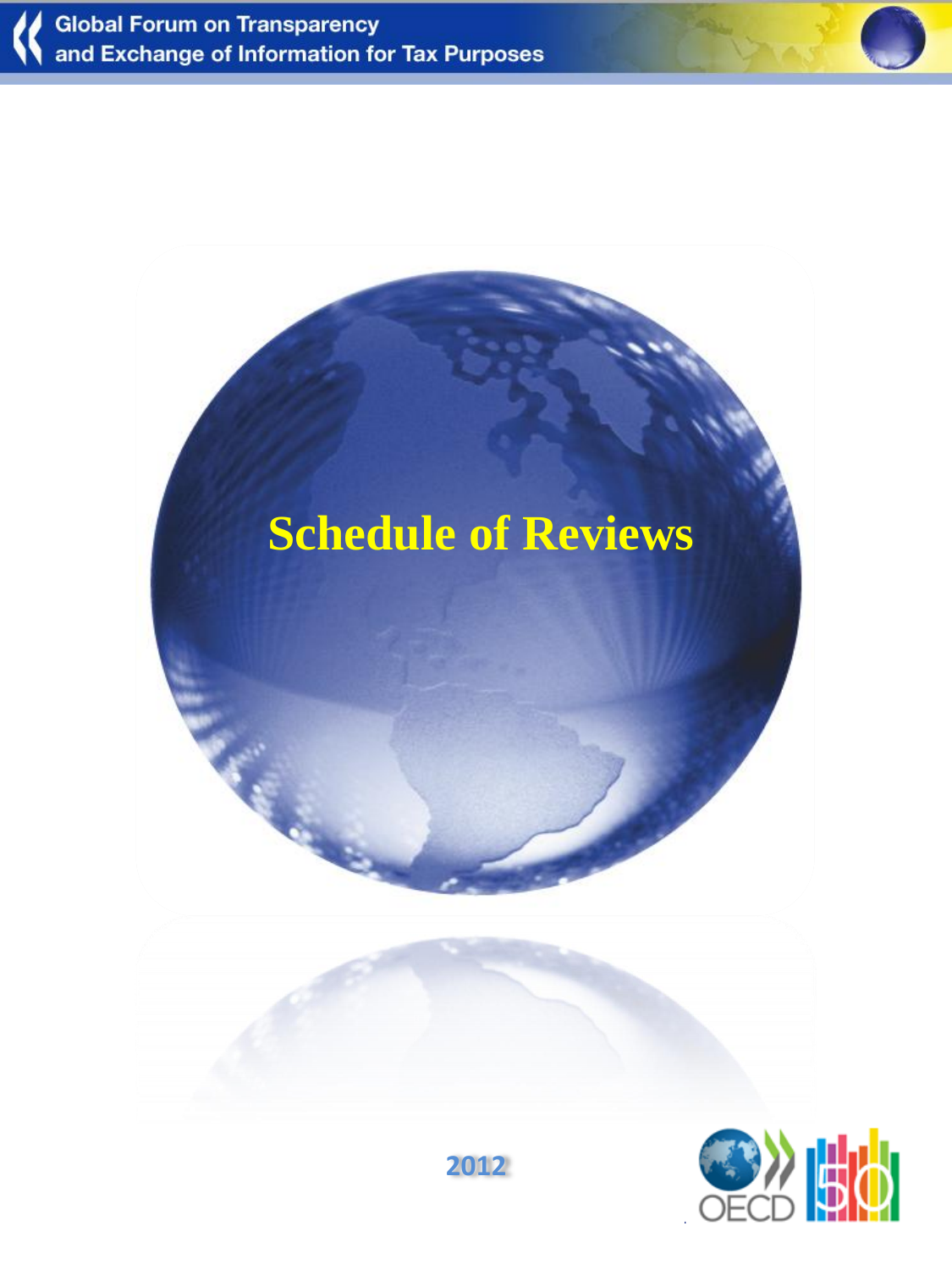Global Forum on Transparency and Exchange of Information for Tax Purposes

# Schedule of Reviews

2012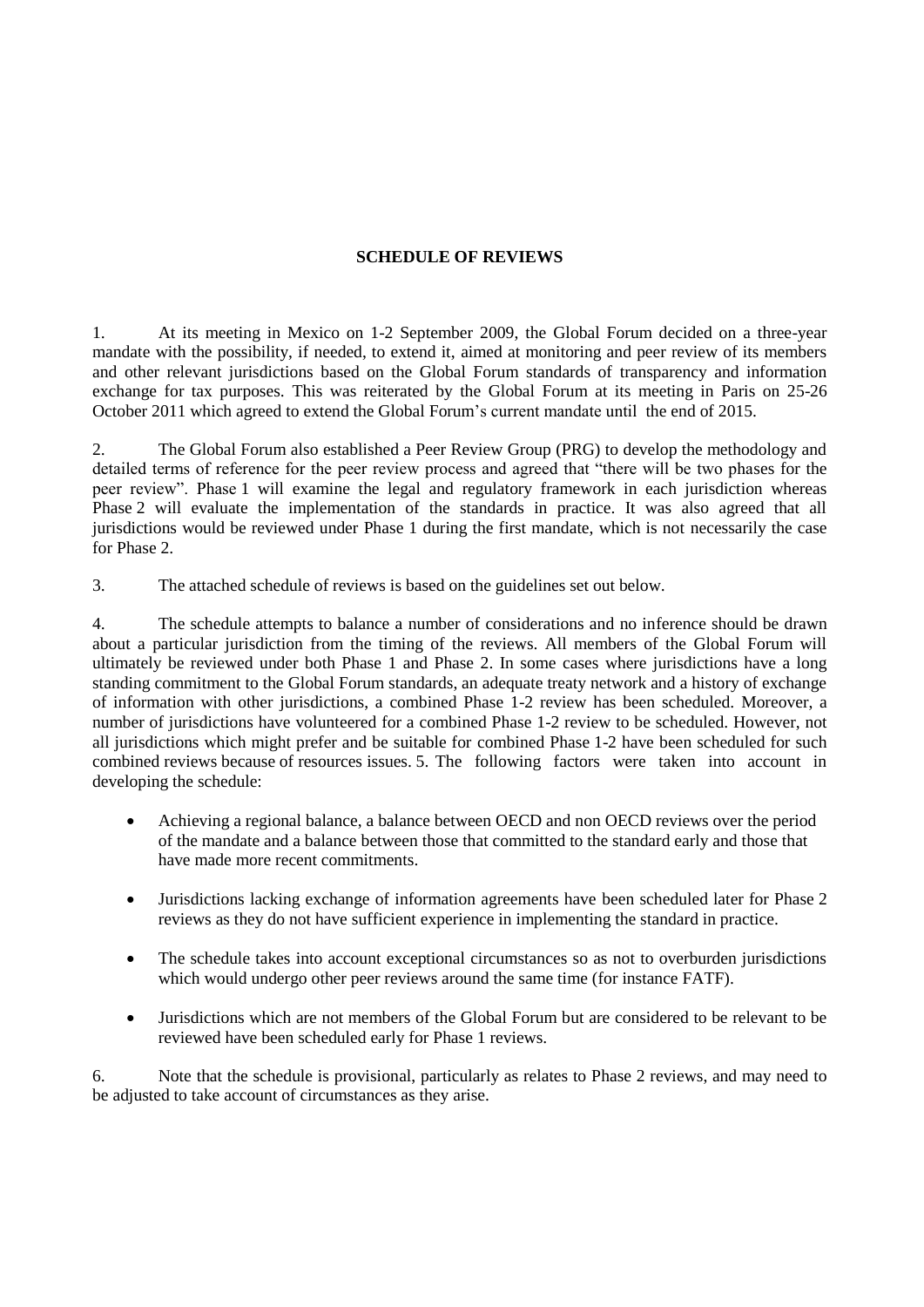**SCHEDULE OF REVIEWS**

1. At its meeting in Mexico on 1-2 September 2009, the Global Forum decided on a three-year mandate with the possibility, if needed, to extend it, aimed at monitoring and peer review of its members and other relevant jurisdictions based on the Global Forum standards of transparency and information exchange for tax purposes. This was reiterated by the Global Forum at its meeting in Paris on 25-26 October 2011 which agreed to extend the Global Forum's current mandate until the end of 2015.

2. The Global Forum also established a Peer Review Group (PRG) to develop the methodology and detailed terms of reference for the peer review process and agreed that "there will be two phases for the peer review". Phase 1 will examine the legal and regulatory framework in each jurisdiction whereas Phase 2 will evaluate the implementation of the standards in practice. It was also agreed that all jurisdictions would be reviewed under Phase 1 during the first mandate, which is not necessarily the case for Phase 2.

3. The attached schedule of reviews is based on the guidelines set out below.

4. The schedule attempts to balance a number of considerations and no inference should be drawn about a particular jurisdiction from the timing of the reviews. All members of the Global Forum will ultimately be reviewed under both Phase 1 and Phase 2. In some cases where jurisdictions have a long standing commitment to the Global Forum standards, an adequate treaty network and a history of exchange of information with other jurisdictions, a combined Phase 1-2 review has been scheduled. Moreover, a number of jurisdictions have volunteered for a combined Phase 1-2 review to be scheduled. However, not all jurisdictions which might prefer and be suitable for combined Phase 1-2 have been scheduled for such combined reviews because of resources issues. 5. The following factors were taken into account in developing the schedule:

- Achieving a regional balance, a balance between OECD and non OECD reviews over the period of the mandate and a balance between those that committed to the standard early and those that have made more recent commitments.
- Jurisdictions lacking exchange of information agreements have been scheduled later for Phase 2 reviews as they do not have sufficient experience in implementing the standard in practice.
- The schedule takes into account exceptional circumstances so as not to overburden jurisdictions which would undergo other peer reviews around the same time (for instance FATF).
- Jurisdictions which are not members of the Global Forum but are considered to be relevant to be reviewed have been scheduled early for Phase 1 reviews.

6. Note that the schedule is provisional, particularly as relates to Phase 2 reviews, and may need to be adjusted to take account of circumstances as they arise.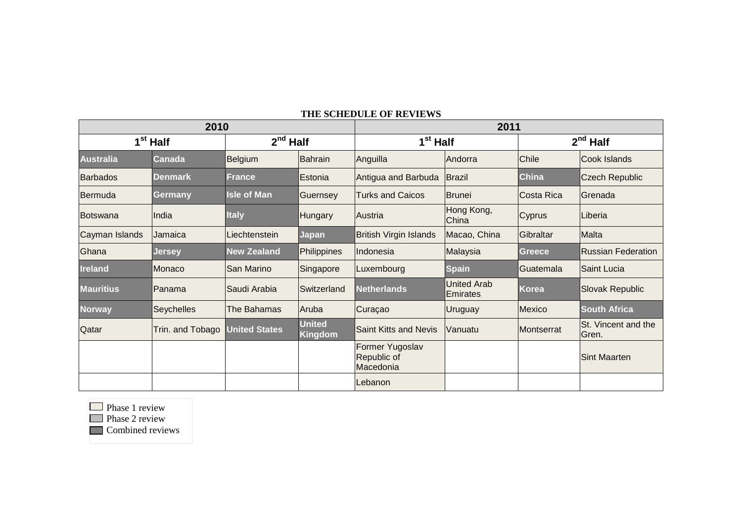**THE SCHEDULE OF REVIEWS**

| 2010 | | | | 2011 | | | |
|---|---|---|---|---|---|---|---|
| 1st Half | | 2nd Half | | 1st Half | | 2nd Half | |
| Australia | Canada | Belgium | Bahrain | Anguilla | Andorra | Chile | Cook Islands |
| Barbados | Denmark | France | Estonia | Antigua and Barbuda | Brazil | China | Czech Republic |
| Bermuda | Germany | Isle of Man | Guernsey | Turks and Caicos | Brunei | Costa Rica | Grenada |
| Botswana | India | Italy | Hungary | Austria | Hong Kong, China | Cyprus | Liberia |
| Cayman Islands | Jamaica | Liechtenstein | Japan | British Virgin Islands | Macao, China | Gibraltar | Malta |
| Ghana | Jersey | New Zealand | Philippines | Indonesia | Malaysia | Greece | Russian Federation |
| Ireland | Monaco | San Marino | Singapore | Luxembourg | Spain | Guatemala | Saint Lucia |
| Mauritius | Panama | Saudi Arabia | Switzerland | Netherlands | United Arab Emirates | Korea | Slovak Republic |
| Norway | Seychelles | The Bahamas | Aruba | Curaçao | Uruguay | Mexico | South Africa |
| Qatar | Trin. and Tobago | United States | United Kingdom | Saint Kitts and Nevis | Vanuatu | Montserrat | St. Vincent and the Gren. |
| | | | | Former Yugoslav Republic of Macedonia | | | Sint Maarten |
| | | | | Lebanon | | | |

Phase 1 review
Phase 2 review
Combined reviews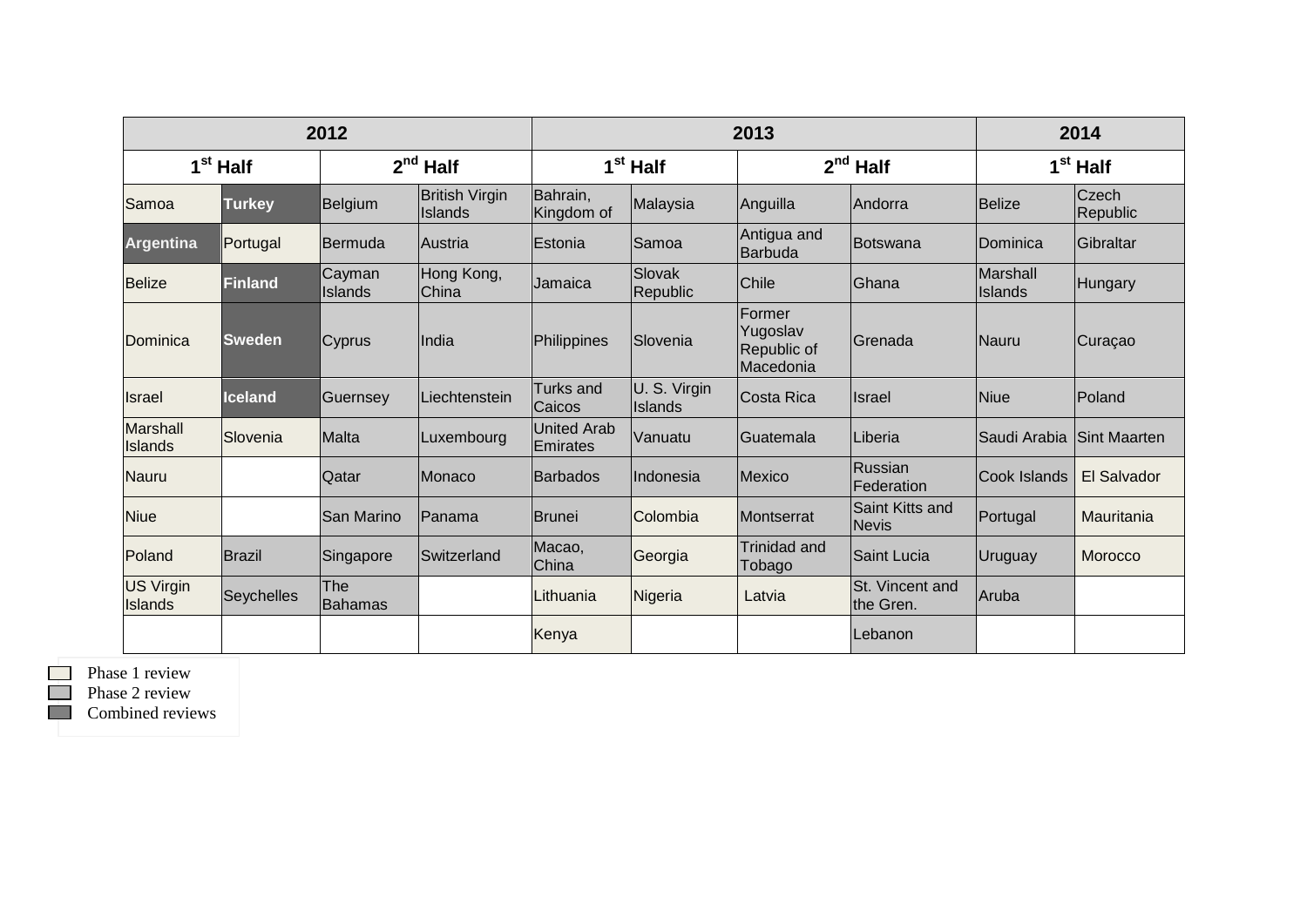| 2012 | | | | 2013 | | | | 2014 | |
|---|---|---|---|---|---|---|---|---|---|
| 1st Half | | 2nd Half | | 1st Half | | 2nd Half | | 1st Half | |
| Samoa | **Turkey** | Belgium | British Virgin Islands | Bahrain, Kingdom of | Malaysia | Anguilla | Andorra | Belize | Czech Republic |
| **Argentina** | Portugal | Bermuda | Austria | Estonia | Samoa | Antigua and Barbuda | Botswana | Dominica | Gibraltar |
| Belize | **Finland** | Cayman Islands | Hong Kong, China | Jamaica | Slovak Republic | Chile | Ghana | Marshall Islands | Hungary |
| Dominica | **Sweden** | Cyprus | India | Philippines | Slovenia | Former Yugoslav Republic of Macedonia | Grenada | Nauru | Curaçao |
| Israel | **Iceland** | Guernsey | Liechtenstein | Turks and Caicos | U. S. Virgin Islands | Costa Rica | Israel | Niue | Poland |
| Marshall Islands | Slovenia | Malta | Luxembourg | United Arab Emirates | Vanuatu | Guatemala | Liberia | Saudi Arabia | Sint Maarten |
| Nauru | | Qatar | Monaco | Barbados | Indonesia | Mexico | Russian Federation | Cook Islands | El Salvador |
| Niue | | San Marino | Panama | Brunei | Colombia | Montserrat | Saint Kitts and Nevis | Portugal | Mauritania |
| Poland | Brazil | Singapore | Switzerland | Macao, China | Georgia | Trinidad and Tobago | Saint Lucia | Uruguay | Morocco |
| US Virgin Islands | Seychelles | The Bahamas | | Lithuania | Nigeria | Latvia | St. Vincent and the Gren. | Aruba | |
| | | | | Kenya | | | Lebanon | | |

- Phase 1 review
- Phase 2 review
- Combined reviews